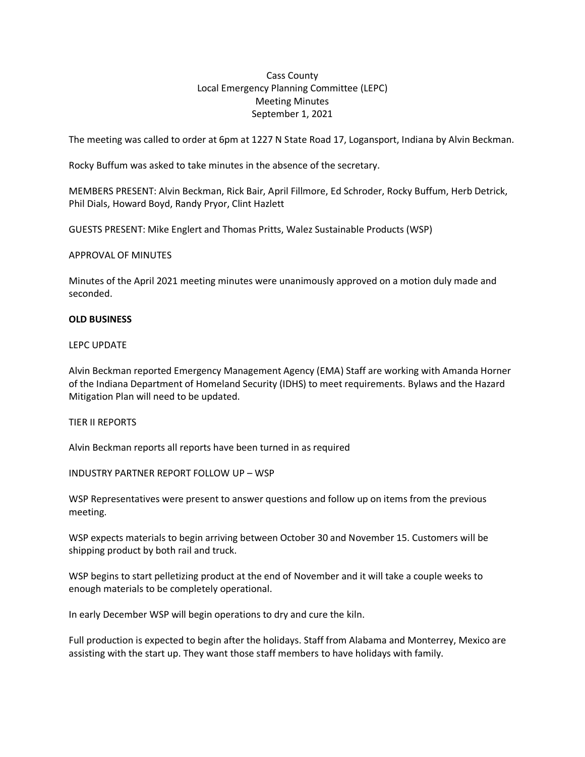Cass County
Local Emergency Planning Committee (LEPC)
Meeting Minutes
September 1, 2021

The meeting was called to order at 6pm at 1227 N State Road 17, Logansport, Indiana by Alvin Beckman.

Rocky Buffum was asked to take minutes in the absence of the secretary.

MEMBERS PRESENT: Alvin Beckman, Rick Bair, April Fillmore, Ed Schroder, Rocky Buffum, Herb Detrick, Phil Dials, Howard Boyd, Randy Pryor, Clint Hazlett

GUESTS PRESENT: Mike Englert and Thomas Pritts, Walez Sustainable Products (WSP)

APPROVAL OF MINUTES

Minutes of the April 2021 meeting minutes were unanimously approved on a motion duly made and seconded.

**OLD BUSINESS**

LEPC UPDATE

Alvin Beckman reported Emergency Management Agency (EMA) Staff are working with Amanda Horner of the Indiana Department of Homeland Security (IDHS) to meet requirements. Bylaws and the Hazard Mitigation Plan will need to be updated.

TIER II REPORTS

Alvin Beckman reports all reports have been turned in as required

INDUSTRY PARTNER REPORT FOLLOW UP – WSP

WSP Representatives were present to answer questions and follow up on items from the previous meeting.

WSP expects materials to begin arriving between October 30 and November 15. Customers will be shipping product by both rail and truck.

WSP begins to start pelletizing product at the end of November and it will take a couple weeks to enough materials to be completely operational.

In early December WSP will begin operations to dry and cure the kiln.

Full production is expected to begin after the holidays. Staff from Alabama and Monterrey, Mexico are assisting with the start up. They want those staff members to have holidays with family.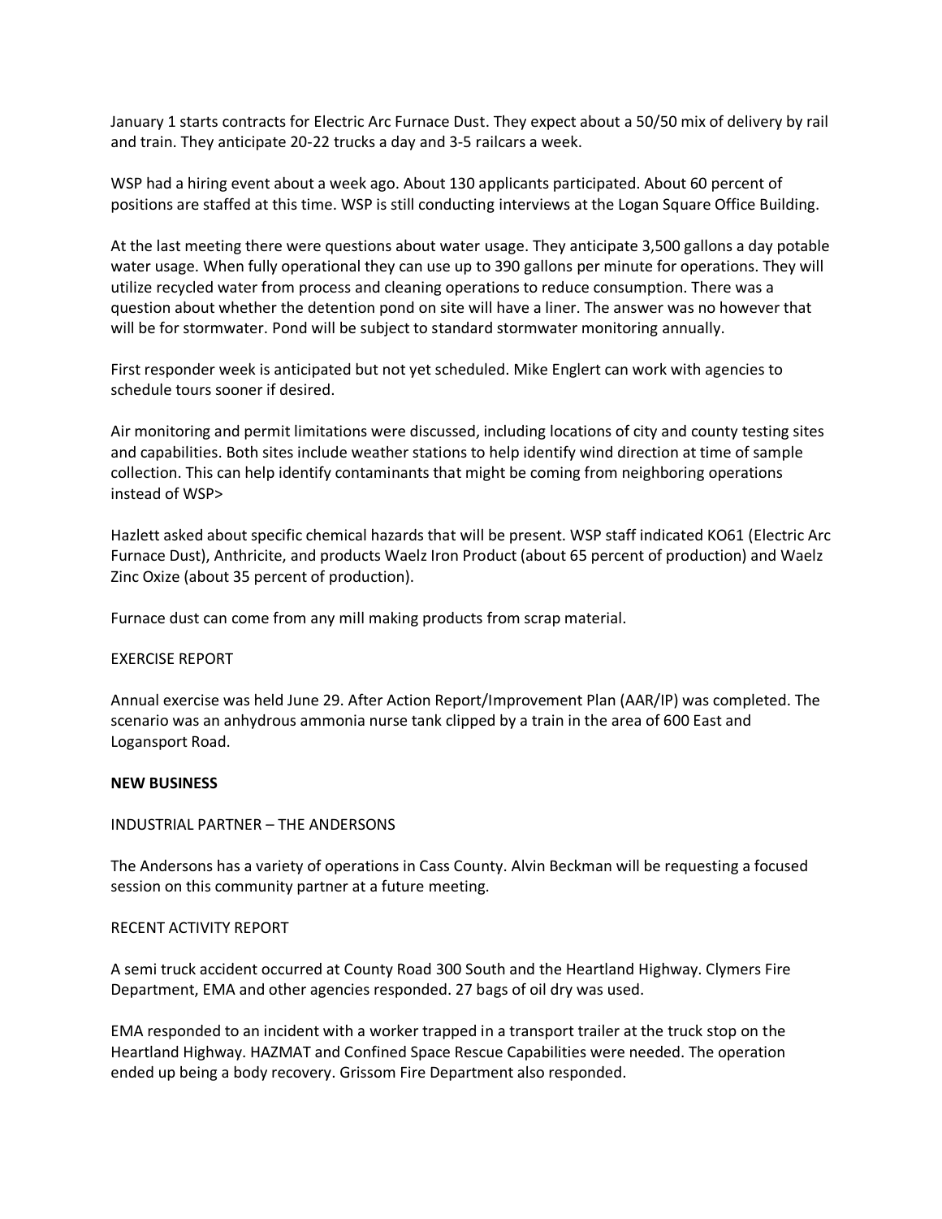January 1 starts contracts for Electric Arc Furnace Dust. They expect about a 50/50 mix of delivery by rail and train. They anticipate 20-22 trucks a day and 3-5 railcars a week.

WSP had a hiring event about a week ago. About 130 applicants participated. About 60 percent of positions are staffed at this time. WSP is still conducting interviews at the Logan Square Office Building.

At the last meeting there were questions about water usage. They anticipate 3,500 gallons a day potable water usage. When fully operational they can use up to 390 gallons per minute for operations. They will utilize recycled water from process and cleaning operations to reduce consumption. There was a question about whether the detention pond on site will have a liner. The answer was no however that will be for stormwater. Pond will be subject to standard stormwater monitoring annually.

First responder week is anticipated but not yet scheduled. Mike Englert can work with agencies to schedule tours sooner if desired.

Air monitoring and permit limitations were discussed, including locations of city and county testing sites and capabilities. Both sites include weather stations to help identify wind direction at time of sample collection. This can help identify contaminants that might be coming from neighboring operations instead of WSP>

Hazlett asked about specific chemical hazards that will be present. WSP staff indicated KO61 (Electric Arc Furnace Dust), Anthricite, and products Waelz Iron Product (about 65 percent of production) and Waelz Zinc Oxize (about 35 percent of production).

Furnace dust can come from any mill making products from scrap material.

EXERCISE REPORT

Annual exercise was held June 29. After Action Report/Improvement Plan (AAR/IP) was completed. The scenario was an anhydrous ammonia nurse tank clipped by a train in the area of 600 East and Logansport Road.

**NEW BUSINESS**

INDUSTRIAL PARTNER – THE ANDERSONS

The Andersons has a variety of operations in Cass County. Alvin Beckman will be requesting a focused session on this community partner at a future meeting.

RECENT ACTIVITY REPORT

A semi truck accident occurred at County Road 300 South and the Heartland Highway. Clymers Fire Department, EMA and other agencies responded. 27 bags of oil dry was used.

EMA responded to an incident with a worker trapped in a transport trailer at the truck stop on the Heartland Highway. HAZMAT and Confined Space Rescue Capabilities were needed. The operation ended up being a body recovery. Grissom Fire Department also responded.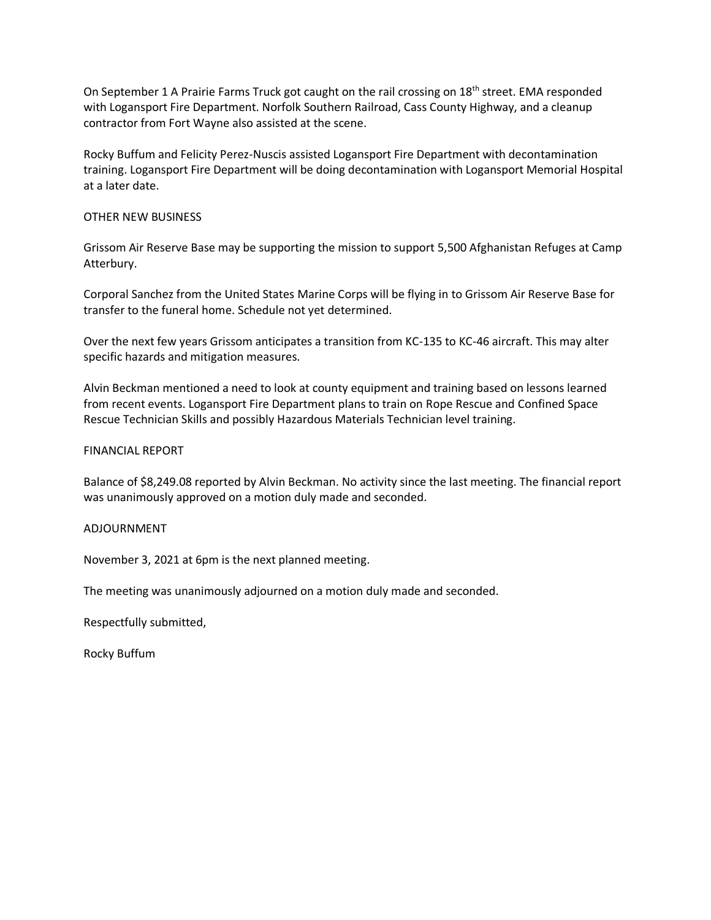On September 1 A Prairie Farms Truck got caught on the rail crossing on 18th street. EMA responded with Logansport Fire Department. Norfolk Southern Railroad, Cass County Highway, and a cleanup contractor from Fort Wayne also assisted at the scene.

Rocky Buffum and Felicity Perez-Nuscis assisted Logansport Fire Department with decontamination training. Logansport Fire Department will be doing decontamination with Logansport Memorial Hospital at a later date.

OTHER NEW BUSINESS

Grissom Air Reserve Base may be supporting the mission to support 5,500 Afghanistan Refuges at Camp Atterbury.

Corporal Sanchez from the United States Marine Corps will be flying in to Grissom Air Reserve Base for transfer to the funeral home. Schedule not yet determined.

Over the next few years Grissom anticipates a transition from KC-135 to KC-46 aircraft. This may alter specific hazards and mitigation measures.

Alvin Beckman mentioned a need to look at county equipment and training based on lessons learned from recent events. Logansport Fire Department plans to train on Rope Rescue and Confined Space Rescue Technician Skills and possibly Hazardous Materials Technician level training.

FINANCIAL REPORT

Balance of $8,249.08 reported by Alvin Beckman. No activity since the last meeting. The financial report was unanimously approved on a motion duly made and seconded.

ADJOURNMENT

November 3, 2021 at 6pm is the next planned meeting.

The meeting was unanimously adjourned on a motion duly made and seconded.

Respectfully submitted,

Rocky Buffum